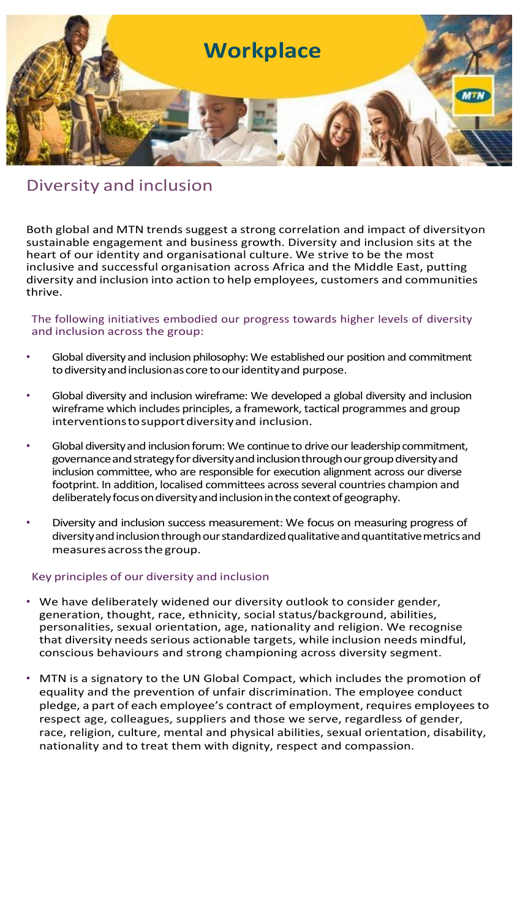# Workplace

## Diversity and inclusion

Both global and MTN trends suggest a strong correlation and impact of diversityon sustainable engagement and business growth. Diversity and inclusion sits at the heart of our identity and organisational culture. We strive to be the most inclusive and successful organisation across Africa and the Middle East, putting diversity and inclusion into action to help employees, customers and communities thrive.

The following initiatives embodied our progress towards higher levels of diversity and inclusion across the group:

- Global diversity and inclusion philosophy: We established our position and commitment to diversity and inclusion as core to our identity and purpose.
- Global diversity and inclusion wireframe: We developed a global diversity and inclusion wireframe which includes principles, a framework, tactical programmes and group interventions to support diversity and inclusion.
- Global diversity and inclusion forum: We continue to drive our leadership commitment, governance and strategy for diversity and inclusion through our group diversity and inclusion committee, who are responsible for execution alignment across our diverse footprint. In addition, localised committees across several countries champion and deliberately focus on diversity and inclusion in the context of geography.
- Diversity and inclusion success measurement: We focus on measuring progress of diversity and inclusion through our standardized qualitative and quantitative metrics and measures across the group.

### Key principles of our diversity and inclusion

- We have deliberately widened our diversity outlook to consider gender, generation, thought, race, ethnicity, social status/background, abilities, personalities, sexual orientation, age, nationality and religion. We recognise that diversity needs serious actionable targets, while inclusion needs mindful, conscious behaviours and strong championing across diversity segment.
- MTN is a signatory to the UN Global Compact, which includes the promotion of equality and the prevention of unfair discrimination. The employee conduct pledge, a part of each employee's contract of employment, requires employees to respect age, colleagues, suppliers and those we serve, regardless of gender, race, religion, culture, mental and physical abilities, sexual orientation, disability, nationality and to treat them with dignity, respect and compassion.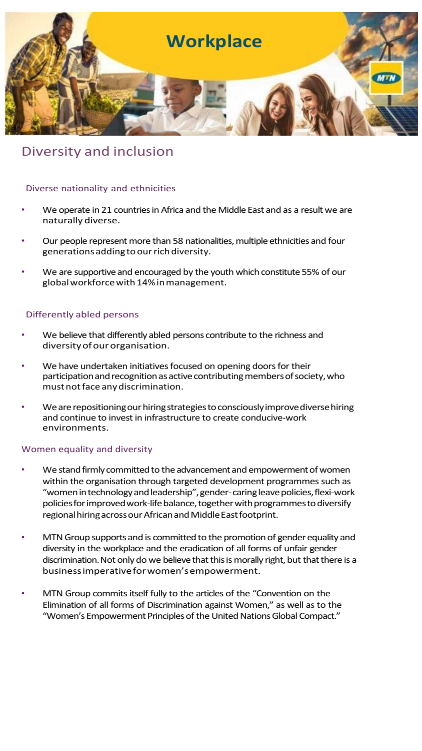# Workplace

## Diversity and inclusion

### Diverse nationality and ethnicities

- We operate in 21 countries in Africa and the Middle East and as a result we are naturally diverse.
- Our people represent more than 58 nationalities, multiple ethnicities and four generations adding to our rich diversity.
- We are supportive and encouraged by the youth which constitute 55% of our global workforce with 14% in management.

### Differently abled persons

- We believe that differently abled persons contribute to the richness and diversity of our organisation.
- We have undertaken initiatives focused on opening doors for their participation and recognition as active contributing members of society, who must not face any discrimination.
- We are repositioning our hiring strategies to consciously improve diverse hiring and continue to invest in infrastructure to create conducive-work environments.

### Women equality and diversity

- We stand firmly committed to the advancement and empowerment of women within the organisation through targeted development programmes such as "women in technology and leadership", gender-caring leave policies, flexi-work policies for improved work-life balance, together with programmes to diversify regional hiring across our African and Middle East footprint.
- MTN Group supports and is committed to the promotion of gender equality and diversity in the workplace and the eradication of all forms of unfair gender discrimination. Not only do we believe that this is morally right, but that there is a business imperative for women's empowerment.
- MTN Group commits itself fully to the articles of the "Convention on the Elimination of all forms of Discrimination against Women," as well as to the "Women's Empowerment Principles of the United Nations Global Compact."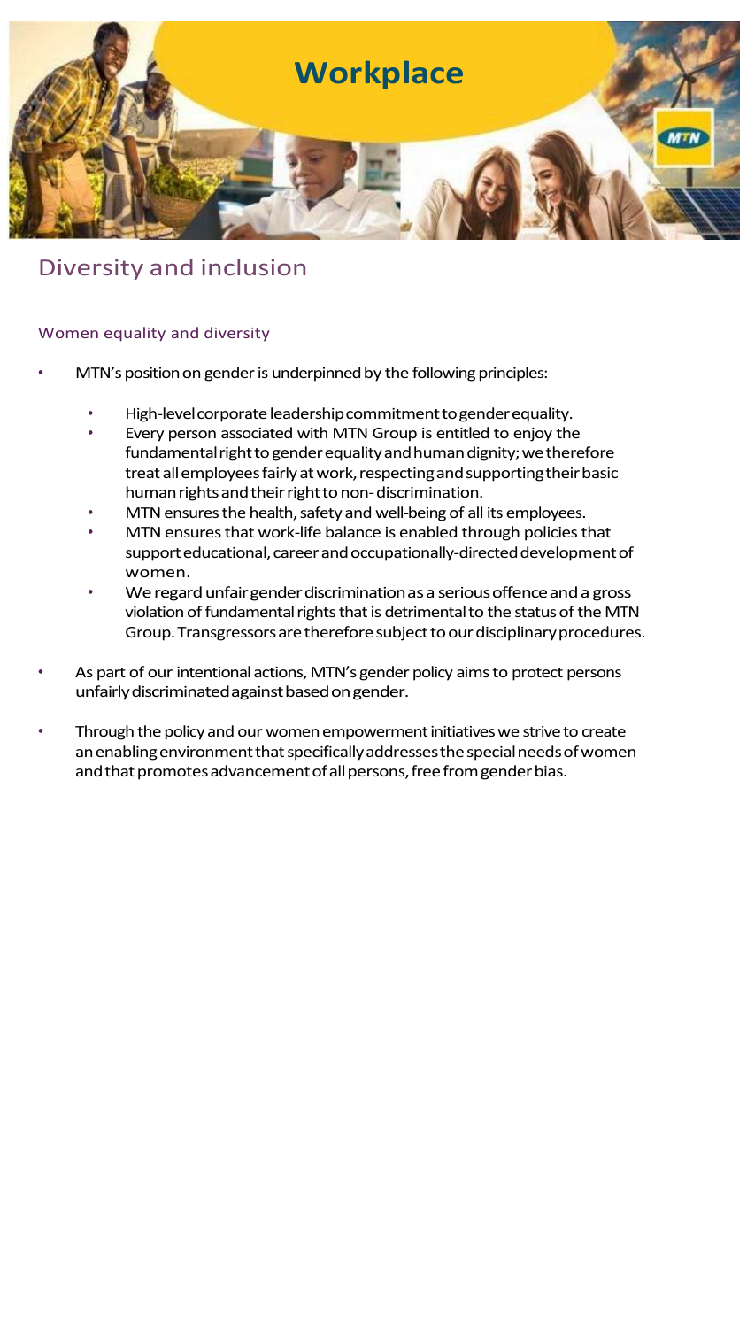# Workplace

## Diversity and inclusion

### Women equality and diversity

- MTN's position on gender is underpinned by the following principles:
  - High-level corporate leadership commitment to gender equality.
  - Every person associated with MTN Group is entitled to enjoy the fundamental right to gender equality and human dignity; we therefore treat all employees fairly at work, respecting and supporting their basic human rights and their right to non-discrimination.
  - MTN ensures the health, safety and well-being of all its employees.
  - MTN ensures that work-life balance is enabled through policies that support educational, career and occupationally-directed development of women.
  - We regard unfair gender discrimination as a serious offence and a gross violation of fundamental rights that is detrimental to the status of the MTN Group. Transgressors are therefore subject to our disciplinary procedures.
- As part of our intentional actions, MTN's gender policy aims to protect persons unfairly discriminated against based on gender.
- Through the policy and our women empowerment initiatives we strive to create an enabling environment that specifically addresses the special needs of women and that promotes advancement of all persons, free from gender bias.